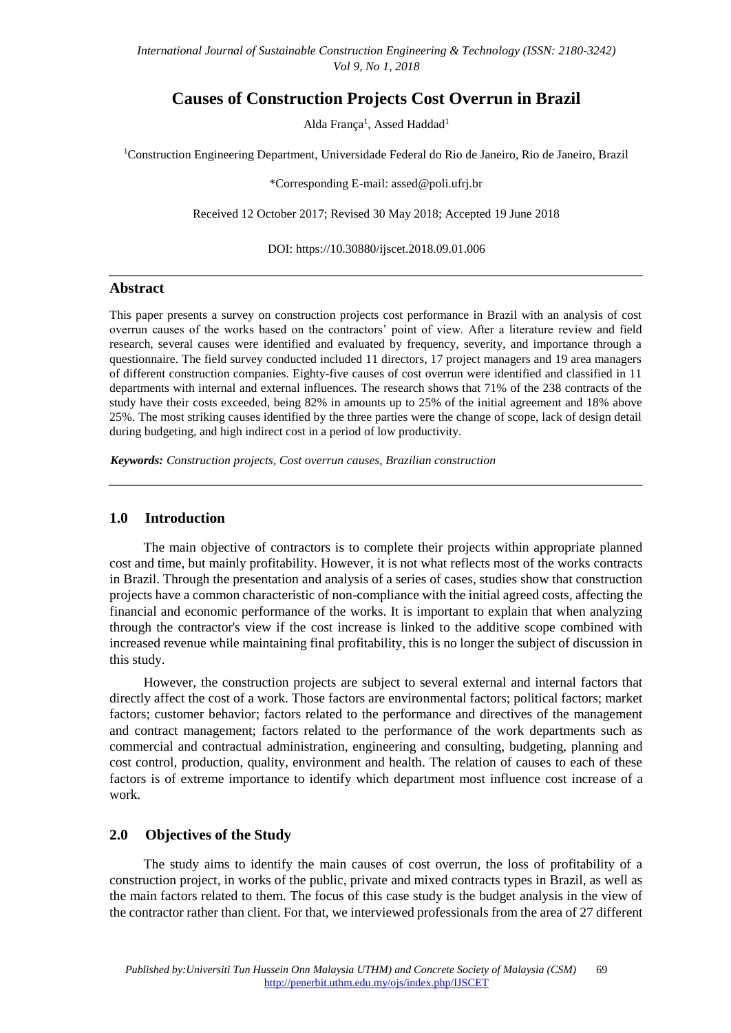# Causes of Construction Projects Cost Overrun in Brazil

Alda França[1], Assed Haddad[1]

[1]Construction Engineering Department, Universidade Federal do Rio de Janeiro, Rio de Janeiro, Brazil

*Corresponding E-mail: assed@poli.ufrj.br

Received 12 October 2017; Revised 30 May 2018; Accepted 19 June 2018

DOI: https://10.30880/ijscet.2018.09.01.006

## Abstract

This paper presents a survey on construction projects cost performance in Brazil with an analysis of cost overrun causes of the works based on the contractors' point of view. After a literature review and field research, several causes were identified and evaluated by frequency, severity, and importance through a questionnaire. The field survey conducted included 11 directors, 17 project managers and 19 area managers of different construction companies. Eighty-five causes of cost overrun were identified and classified in 11 departments with internal and external influences. The research shows that 71% of the 238 contracts of the study have their costs exceeded, being 82% in amounts up to 25% of the initial agreement and 18% above 25%. The most striking causes identified by the three parties were the change of scope, lack of design detail during budgeting, and high indirect cost in a period of low productivity.

***Keywords:*** *Construction projects, Cost overrun causes, Brazilian construction*

## 1.0 Introduction

The main objective of contractors is to complete their projects within appropriate planned cost and time, but mainly profitability. However, it is not what reflects most of the works contracts in Brazil. Through the presentation and analysis of a series of cases, studies show that construction projects have a common characteristic of non-compliance with the initial agreed costs, affecting the financial and economic performance of the works. It is important to explain that when analyzing through the contractor's view if the cost increase is linked to the additive scope combined with increased revenue while maintaining final profitability, this is no longer the subject of discussion in this study.

However, the construction projects are subject to several external and internal factors that directly affect the cost of a work. Those factors are environmental factors; political factors; market factors; customer behavior; factors related to the performance and directives of the management and contract management; factors related to the performance of the work departments such as commercial and contractual administration, engineering and consulting, budgeting, planning and cost control, production, quality, environment and health. The relation of causes to each of these factors is of extreme importance to identify which department most influence cost increase of a work.

## 2.0 Objectives of the Study

The study aims to identify the main causes of cost overrun, the loss of profitability of a construction project, in works of the public, private and mixed contracts types in Brazil, as well as the main factors related to them. The focus of this case study is the budget analysis in the view of the contractor rather than client. For that, we interviewed professionals from the area of 27 different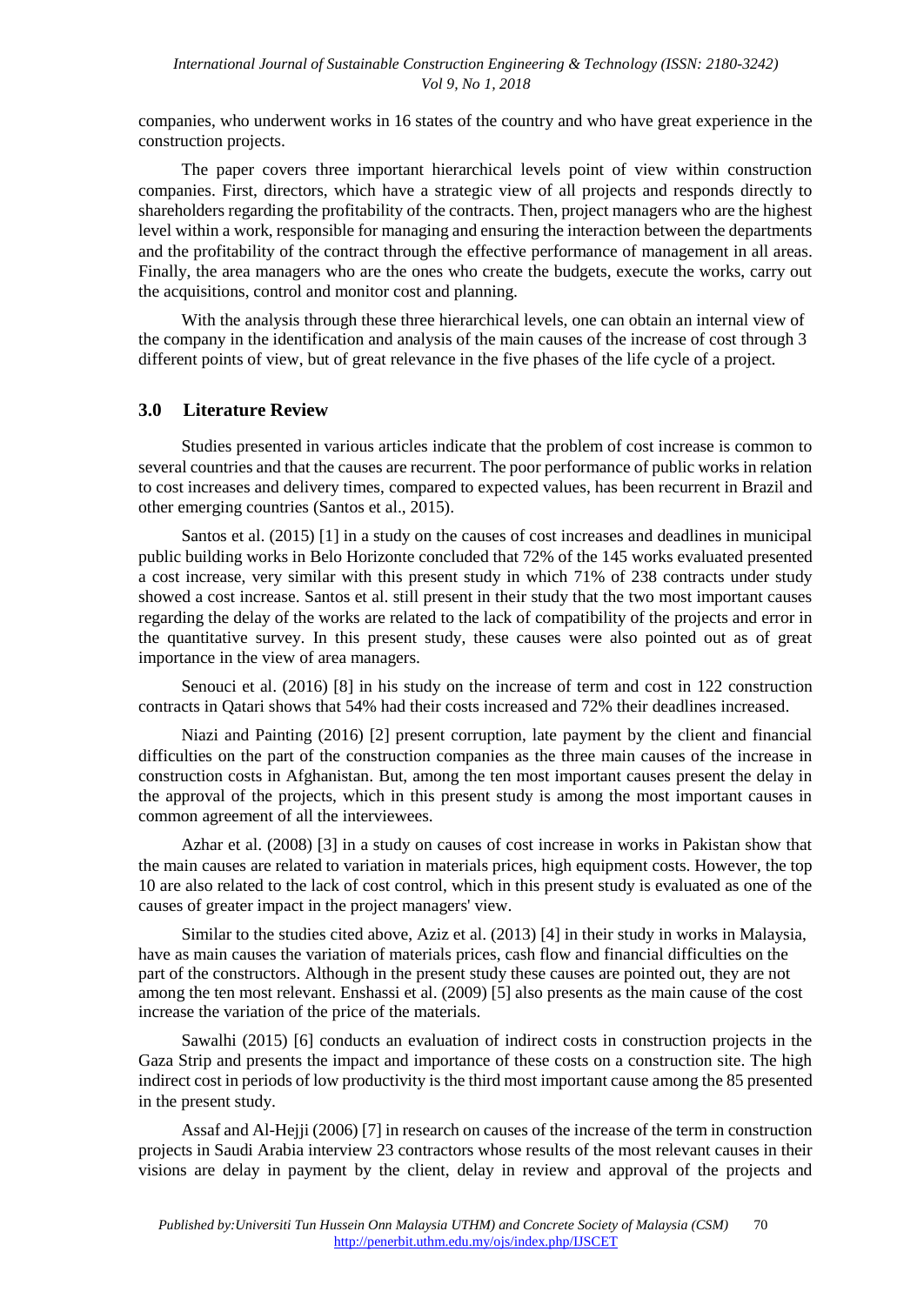companies, who underwent works in 16 states of the country and who have great experience in the construction projects.

The paper covers three important hierarchical levels point of view within construction companies. First, directors, which have a strategic view of all projects and responds directly to shareholders regarding the profitability of the contracts. Then, project managers who are the highest level within a work, responsible for managing and ensuring the interaction between the departments and the profitability of the contract through the effective performance of management in all areas. Finally, the area managers who are the ones who create the budgets, execute the works, carry out the acquisitions, control and monitor cost and planning.

With the analysis through these three hierarchical levels, one can obtain an internal view of the company in the identification and analysis of the main causes of the increase of cost through 3 different points of view, but of great relevance in the five phases of the life cycle of a project.

## 3.0 Literature Review

Studies presented in various articles indicate that the problem of cost increase is common to several countries and that the causes are recurrent. The poor performance of public works in relation to cost increases and delivery times, compared to expected values, has been recurrent in Brazil and other emerging countries (Santos et al., 2015).

Santos et al. (2015) [1] in a study on the causes of cost increases and deadlines in municipal public building works in Belo Horizonte concluded that 72% of the 145 works evaluated presented a cost increase, very similar with this present study in which 71% of 238 contracts under study showed a cost increase. Santos et al. still present in their study that the two most important causes regarding the delay of the works are related to the lack of compatibility of the projects and error in the quantitative survey. In this present study, these causes were also pointed out as of great importance in the view of area managers.

Senouci et al. (2016) [8] in his study on the increase of term and cost in 122 construction contracts in Qatari shows that 54% had their costs increased and 72% their deadlines increased.

Niazi and Painting (2016) [2] present corruption, late payment by the client and financial difficulties on the part of the construction companies as the three main causes of the increase in construction costs in Afghanistan. But, among the ten most important causes present the delay in the approval of the projects, which in this present study is among the most important causes in common agreement of all the interviewees.

Azhar et al. (2008) [3] in a study on causes of cost increase in works in Pakistan show that the main causes are related to variation in materials prices, high equipment costs. However, the top 10 are also related to the lack of cost control, which in this present study is evaluated as one of the causes of greater impact in the project managers' view.

Similar to the studies cited above, Aziz et al. (2013) [4] in their study in works in Malaysia, have as main causes the variation of materials prices, cash flow and financial difficulties on the part of the constructors. Although in the present study these causes are pointed out, they are not among the ten most relevant. Enshassi et al. (2009) [5] also presents as the main cause of the cost increase the variation of the price of the materials.

Sawalhi (2015) [6] conducts an evaluation of indirect costs in construction projects in the Gaza Strip and presents the impact and importance of these costs on a construction site. The high indirect cost in periods of low productivity is the third most important cause among the 85 presented in the present study.

Assaf and Al-Hejji (2006) [7] in research on causes of the increase of the term in construction projects in Saudi Arabia interview 23 contractors whose results of the most relevant causes in their visions are delay in payment by the client, delay in review and approval of the projects and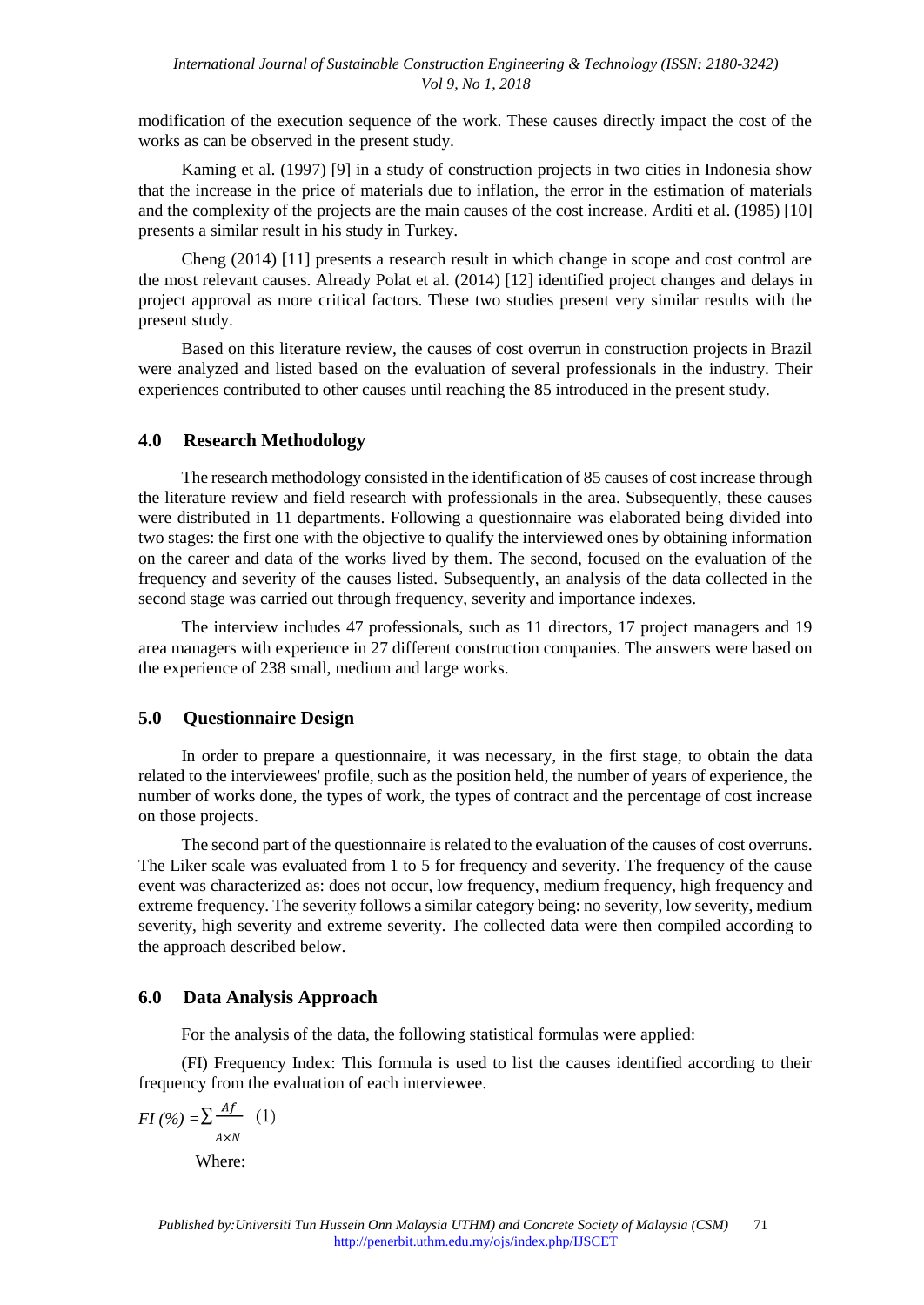modification of the execution sequence of the work. These causes directly impact the cost of the works as can be observed in the present study.

Kaming et al. (1997) [9] in a study of construction projects in two cities in Indonesia show that the increase in the price of materials due to inflation, the error in the estimation of materials and the complexity of the projects are the main causes of the cost increase. Arditi et al. (1985) [10] presents a similar result in his study in Turkey.

Cheng (2014) [11] presents a research result in which change in scope and cost control are the most relevant causes. Already Polat et al. (2014) [12] identified project changes and delays in project approval as more critical factors. These two studies present very similar results with the present study.

Based on this literature review, the causes of cost overrun in construction projects in Brazil were analyzed and listed based on the evaluation of several professionals in the industry. Their experiences contributed to other causes until reaching the 85 introduced in the present study.

## 4.0 Research Methodology

The research methodology consisted in the identification of 85 causes of cost increase through the literature review and field research with professionals in the area. Subsequently, these causes were distributed in 11 departments. Following a questionnaire was elaborated being divided into two stages: the first one with the objective to qualify the interviewed ones by obtaining information on the career and data of the works lived by them. The second, focused on the evaluation of the frequency and severity of the causes listed. Subsequently, an analysis of the data collected in the second stage was carried out through frequency, severity and importance indexes.

The interview includes 47 professionals, such as 11 directors, 17 project managers and 19 area managers with experience in 27 different construction companies. The answers were based on the experience of 238 small, medium and large works.

## 5.0 Questionnaire Design

In order to prepare a questionnaire, it was necessary, in the first stage, to obtain the data related to the interviewees' profile, such as the position held, the number of years of experience, the number of works done, the types of work, the types of contract and the percentage of cost increase on those projects.

The second part of the questionnaire is related to the evaluation of the causes of cost overruns. The Liker scale was evaluated from 1 to 5 for frequency and severity. The frequency of the cause event was characterized as: does not occur, low frequency, medium frequency, high frequency and extreme frequency. The severity follows a similar category being: no severity, low severity, medium severity, high severity and extreme severity. The collected data were then compiled according to the approach described below.

## 6.0 Data Analysis Approach

For the analysis of the data, the following statistical formulas were applied:

(FI) Frequency Index: This formula is used to list the causes identified according to their frequency from the evaluation of each interviewee.

$$FI\ (\%) = \sum \frac{Af}{A \times N} \quad (1)$$

Where: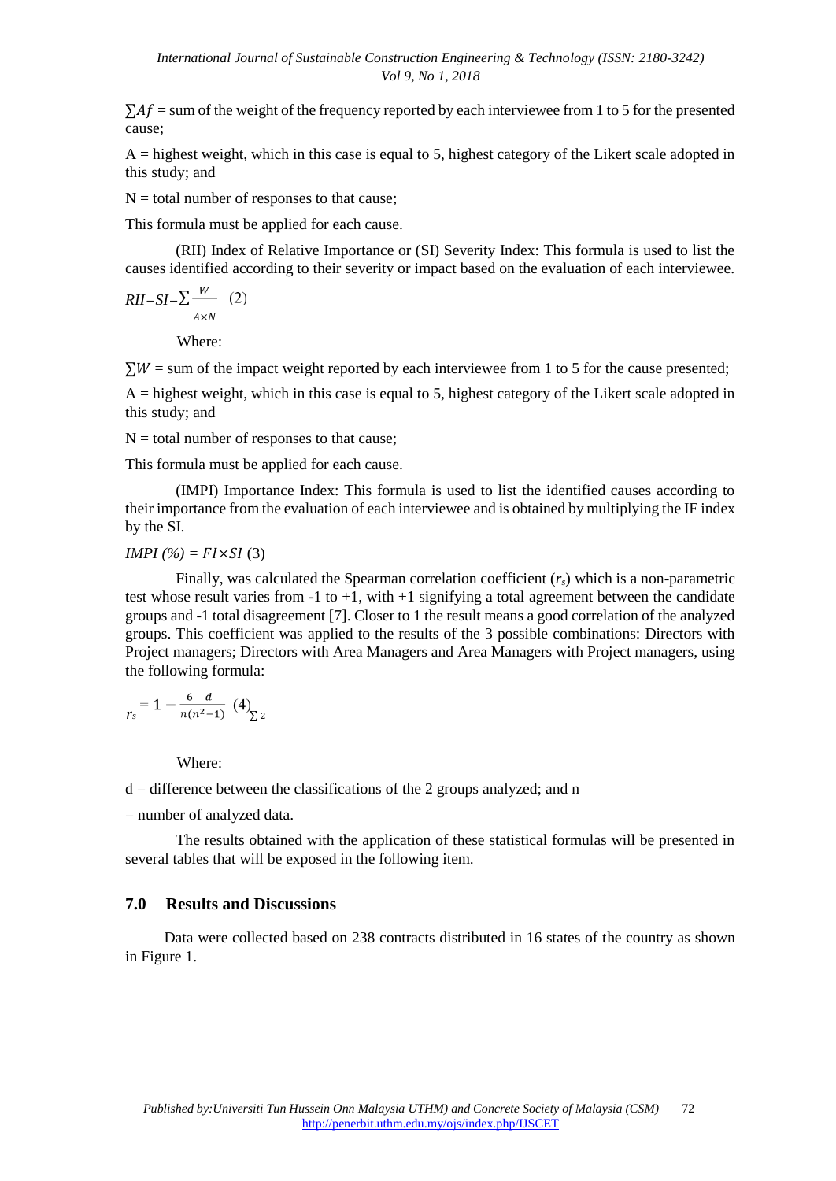$\sum Af$ = sum of the weight of the frequency reported by each interviewee from 1 to 5 for the presented cause;

A = highest weight, which in this case is equal to 5, highest category of the Likert scale adopted in this study; and

N = total number of responses to that cause;

This formula must be applied for each cause.

(RII) Index of Relative Importance or (SI) Severity Index: This formula is used to list the causes identified according to their severity or impact based on the evaluation of each interviewee.

$$RII = SI = \sum \frac{W}{A \times N} \quad (2)$$

Where:

$\sum W$ = sum of the impact weight reported by each interviewee from 1 to 5 for the cause presented;

A = highest weight, which in this case is equal to 5, highest category of the Likert scale adopted in this study; and

N = total number of responses to that cause;

This formula must be applied for each cause.

(IMPI) Importance Index: This formula is used to list the identified causes according to their importance from the evaluation of each interviewee and is obtained by multiplying the IF index by the SI.

$$IMPI\ (\%) = FI \times SI \quad (3)$$

Finally, was calculated the Spearman correlation coefficient ($r_s$) which is a non-parametric test whose result varies from -1 to +1, with +1 signifying a total agreement between the candidate groups and -1 total disagreement [7]. Closer to 1 the result means a good correlation of the analyzed groups. This coefficient was applied to the results of the 3 possible combinations: Directors with Project managers; Directors with Area Managers and Area Managers with Project managers, using the following formula:

$$r_s = 1 - \frac{6 \sum d^2}{n(n^2-1)} \quad (4)$$

Where:

d = difference between the classifications of the 2 groups analyzed; and n

= number of analyzed data.

The results obtained with the application of these statistical formulas will be presented in several tables that will be exposed in the following item.

## 7.0 Results and Discussions

Data were collected based on 238 contracts distributed in 16 states of the country as shown in Figure 1.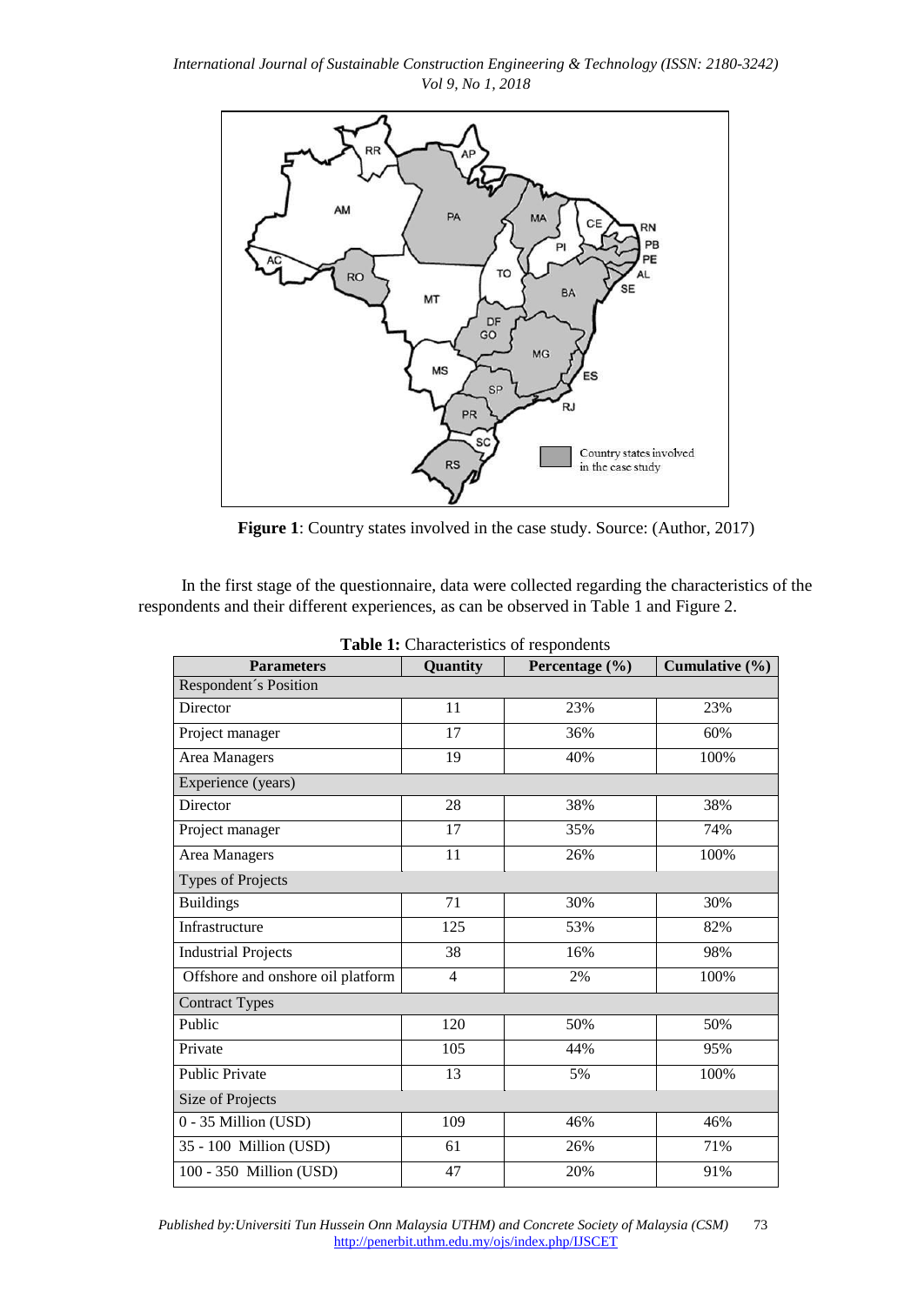**Figure 1**: Country states involved in the case study. Source: (Author, 2017)

In the first stage of the questionnaire, data were collected regarding the characteristics of the respondents and their different experiences, as can be observed in Table 1 and Figure 2.

**Table 1:** Characteristics of respondents

| Parameters | Quantity | Percentage (%) | Cumulative (%) |
|---|---|---|---|
| Respondent´s Position | | | |
| Director | 11 | 23% | 23% |
| Project manager | 17 | 36% | 60% |
| Area Managers | 19 | 40% | 100% |
| Experience (years) | | | |
| Director | 28 | 38% | 38% |
| Project manager | 17 | 35% | 74% |
| Area Managers | 11 | 26% | 100% |
| Types of Projects | | | |
| Buildings | 71 | 30% | 30% |
| Infrastructure | 125 | 53% | 82% |
| Industrial Projects | 38 | 16% | 98% |
| Offshore and onshore oil platform | 4 | 2% | 100% |
| Contract Types | | | |
| Public | 120 | 50% | 50% |
| Private | 105 | 44% | 95% |
| Public Private | 13 | 5% | 100% |
| Size of Projects | | | |
| 0 - 35 Million (USD) | 109 | 46% | 46% |
| 35 - 100 Million (USD) | 61 | 26% | 71% |
| 100 - 350 Million (USD) | 47 | 20% | 91% |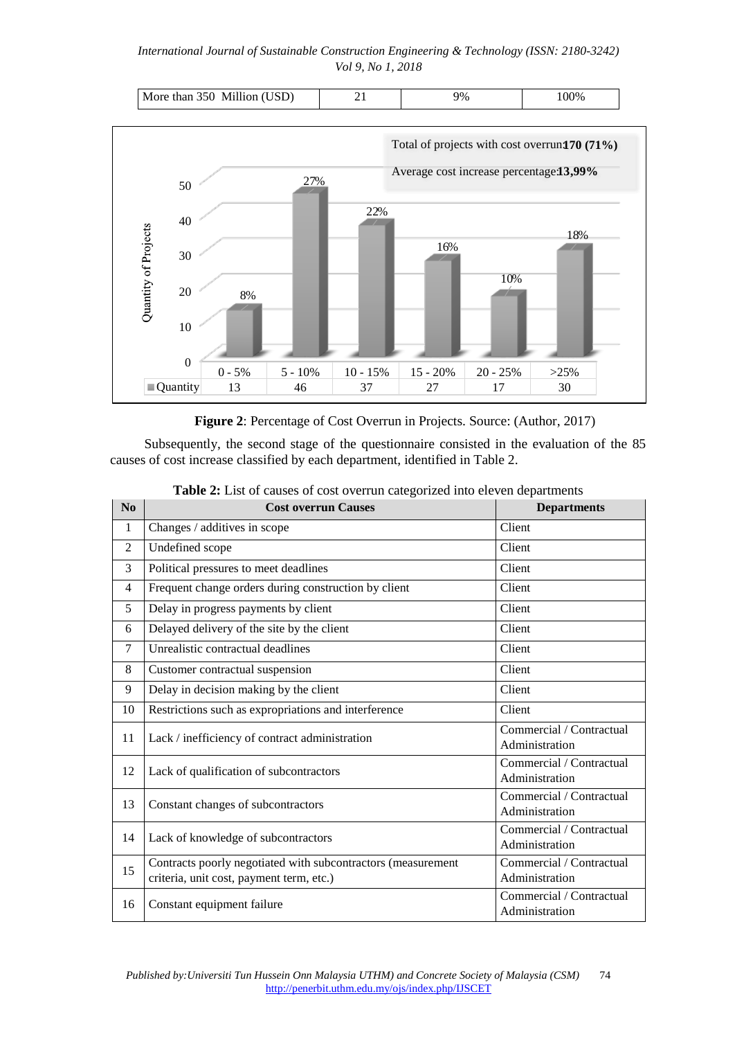| More than 350 Million (USD) | 21 | 9% | 100% |
|---|---|---|---|

| | 0 - 5% | 5 - 10% | 10 - 15% | 15 - 20% | 20 - 25% | >25% |
|---|---|---|---|---|---|---|
| Quantity | 13 | 46 | 37 | 27 | 17 | 30 |
| Percentage | 8% | 27% | 22% | 16% | 10% | 18% |

Total of projects with cost overrun **170 (71%)**

Average cost increase percentage **13,99%**

**Figure 2**: Percentage of Cost Overrun in Projects. Source: (Author, 2017)

Subsequently, the second stage of the questionnaire consisted in the evaluation of the 85 causes of cost increase classified by each department, identified in Table 2.

**Table 2:** List of causes of cost overrun categorized into eleven departments

| No | Cost overrun Causes | Departments |
|---|---|---|
| 1 | Changes / additives in scope | Client |
| 2 | Undefined scope | Client |
| 3 | Political pressures to meet deadlines | Client |
| 4 | Frequent change orders during construction by client | Client |
| 5 | Delay in progress payments by client | Client |
| 6 | Delayed delivery of the site by the client | Client |
| 7 | Unrealistic contractual deadlines | Client |
| 8 | Customer contractual suspension | Client |
| 9 | Delay in decision making by the client | Client |
| 10 | Restrictions such as expropriations and interference | Client |
| 11 | Lack / inefficiency of contract administration | Commercial / Contractual Administration |
| 12 | Lack of qualification of subcontractors | Commercial / Contractual Administration |
| 13 | Constant changes of subcontractors | Commercial / Contractual Administration |
| 14 | Lack of knowledge of subcontractors | Commercial / Contractual Administration |
| 15 | Contracts poorly negotiated with subcontractors (measurement criteria, unit cost, payment term, etc.) | Commercial / Contractual Administration |
| 16 | Constant equipment failure | Commercial / Contractual Administration |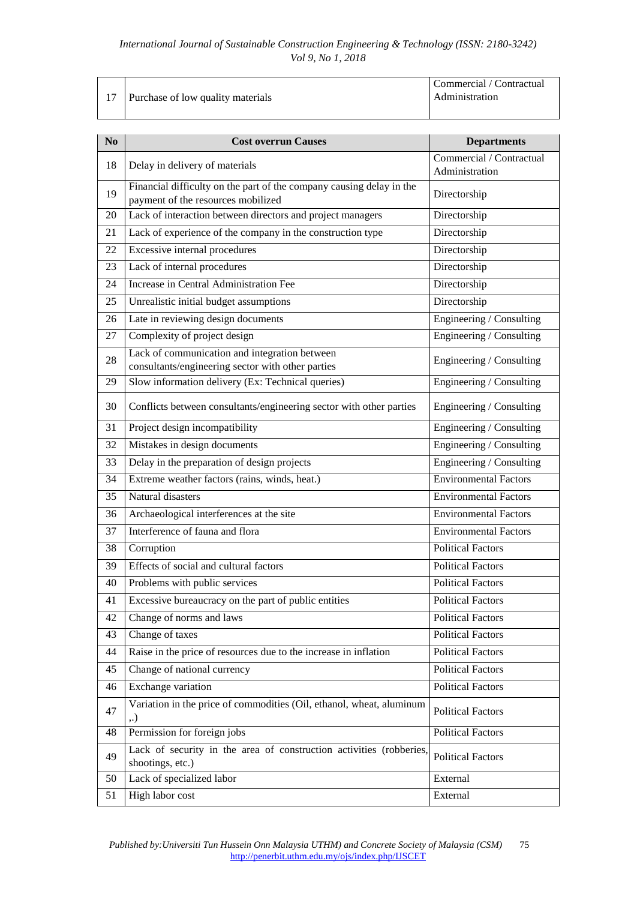| No | Cost overrun Causes | Departments |
|---|---|---|
| 17 | Purchase of low quality materials | Commercial / Contractual Administration |
| 18 | Delay in delivery of materials | Commercial / Contractual Administration |
| 19 | Financial difficulty on the part of the company causing delay in the payment of the resources mobilized | Directorship |
| 20 | Lack of interaction between directors and project managers | Directorship |
| 21 | Lack of experience of the company in the construction type | Directorship |
| 22 | Excessive internal procedures | Directorship |
| 23 | Lack of internal procedures | Directorship |
| 24 | Increase in Central Administration Fee | Directorship |
| 25 | Unrealistic initial budget assumptions | Directorship |
| 26 | Late in reviewing design documents | Engineering / Consulting |
| 27 | Complexity of project design | Engineering / Consulting |
| 28 | Lack of communication and integration between consultants/engineering sector with other parties | Engineering / Consulting |
| 29 | Slow information delivery (Ex: Technical queries) | Engineering / Consulting |
| 30 | Conflicts between consultants/engineering sector with other parties | Engineering / Consulting |
| 31 | Project design incompatibility | Engineering / Consulting |
| 32 | Mistakes in design documents | Engineering / Consulting |
| 33 | Delay in the preparation of design projects | Engineering / Consulting |
| 34 | Extreme weather factors (rains, winds, heat.) | Environmental Factors |
| 35 | Natural disasters | Environmental Factors |
| 36 | Archaeological interferences at the site | Environmental Factors |
| 37 | Interference of fauna and flora | Environmental Factors |
| 38 | Corruption | Political Factors |
| 39 | Effects of social and cultural factors | Political Factors |
| 40 | Problems with public services | Political Factors |
| 41 | Excessive bureaucracy on the part of public entities | Political Factors |
| 42 | Change of norms and laws | Political Factors |
| 43 | Change of taxes | Political Factors |
| 44 | Raise in the price of resources due to the increase in inflation | Political Factors |
| 45 | Change of national currency | Political Factors |
| 46 | Exchange variation | Political Factors |
| 47 | Variation in the price of commodities (Oil, ethanol, wheat, aluminum ,.) | Political Factors |
| 48 | Permission for foreign jobs | Political Factors |
| 49 | Lack of security in the area of construction activities (robberies, shootings, etc.) | Political Factors |
| 50 | Lack of specialized labor | External |
| 51 | High labor cost | External |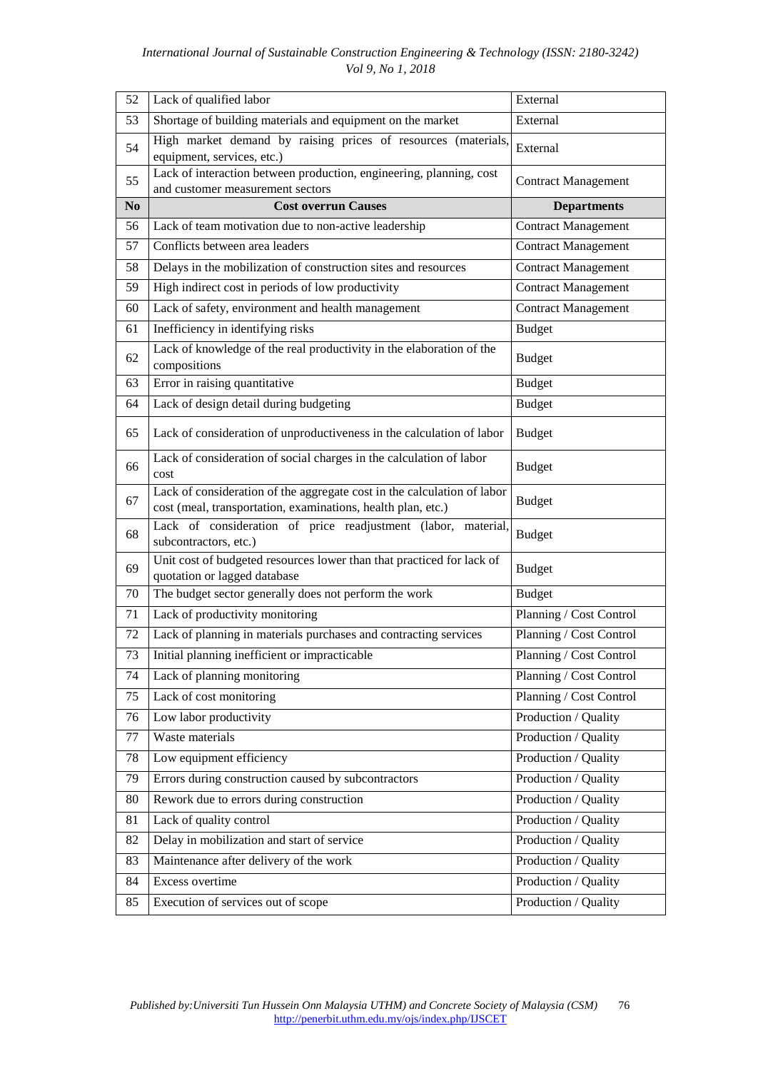| No | Cost overrun Causes | Departments |
|---|---|---|
| 52 | Lack of qualified labor | External |
| 53 | Shortage of building materials and equipment on the market | External |
| 54 | High market demand by raising prices of resources (materials, equipment, services, etc.) | External |
| 55 | Lack of interaction between production, engineering, planning, cost and customer measurement sectors | Contract Management |
| **No** | **Cost overrun Causes** | **Departments** |
| 56 | Lack of team motivation due to non-active leadership | Contract Management |
| 57 | Conflicts between area leaders | Contract Management |
| 58 | Delays in the mobilization of construction sites and resources | Contract Management |
| 59 | High indirect cost in periods of low productivity | Contract Management |
| 60 | Lack of safety, environment and health management | Contract Management |
| 61 | Inefficiency in identifying risks | Budget |
| 62 | Lack of knowledge of the real productivity in the elaboration of the compositions | Budget |
| 63 | Error in raising quantitative | Budget |
| 64 | Lack of design detail during budgeting | Budget |
| 65 | Lack of consideration of unproductiveness in the calculation of labor | Budget |
| 66 | Lack of consideration of social charges in the calculation of labor cost | Budget |
| 67 | Lack of consideration of the aggregate cost in the calculation of labor cost (meal, transportation, examinations, health plan, etc.) | Budget |
| 68 | Lack of consideration of price readjustment (labor, material, subcontractors, etc.) | Budget |
| 69 | Unit cost of budgeted resources lower than that practiced for lack of quotation or lagged database | Budget |
| 70 | The budget sector generally does not perform the work | Budget |
| 71 | Lack of productivity monitoring | Planning / Cost Control |
| 72 | Lack of planning in materials purchases and contracting services | Planning / Cost Control |
| 73 | Initial planning inefficient or impracticable | Planning / Cost Control |
| 74 | Lack of planning monitoring | Planning / Cost Control |
| 75 | Lack of cost monitoring | Planning / Cost Control |
| 76 | Low labor productivity | Production / Quality |
| 77 | Waste materials | Production / Quality |
| 78 | Low equipment efficiency | Production / Quality |
| 79 | Errors during construction caused by subcontractors | Production / Quality |
| 80 | Rework due to errors during construction | Production / Quality |
| 81 | Lack of quality control | Production / Quality |
| 82 | Delay in mobilization and start of service | Production / Quality |
| 83 | Maintenance after delivery of the work | Production / Quality |
| 84 | Excess overtime | Production / Quality |
| 85 | Execution of services out of scope | Production / Quality |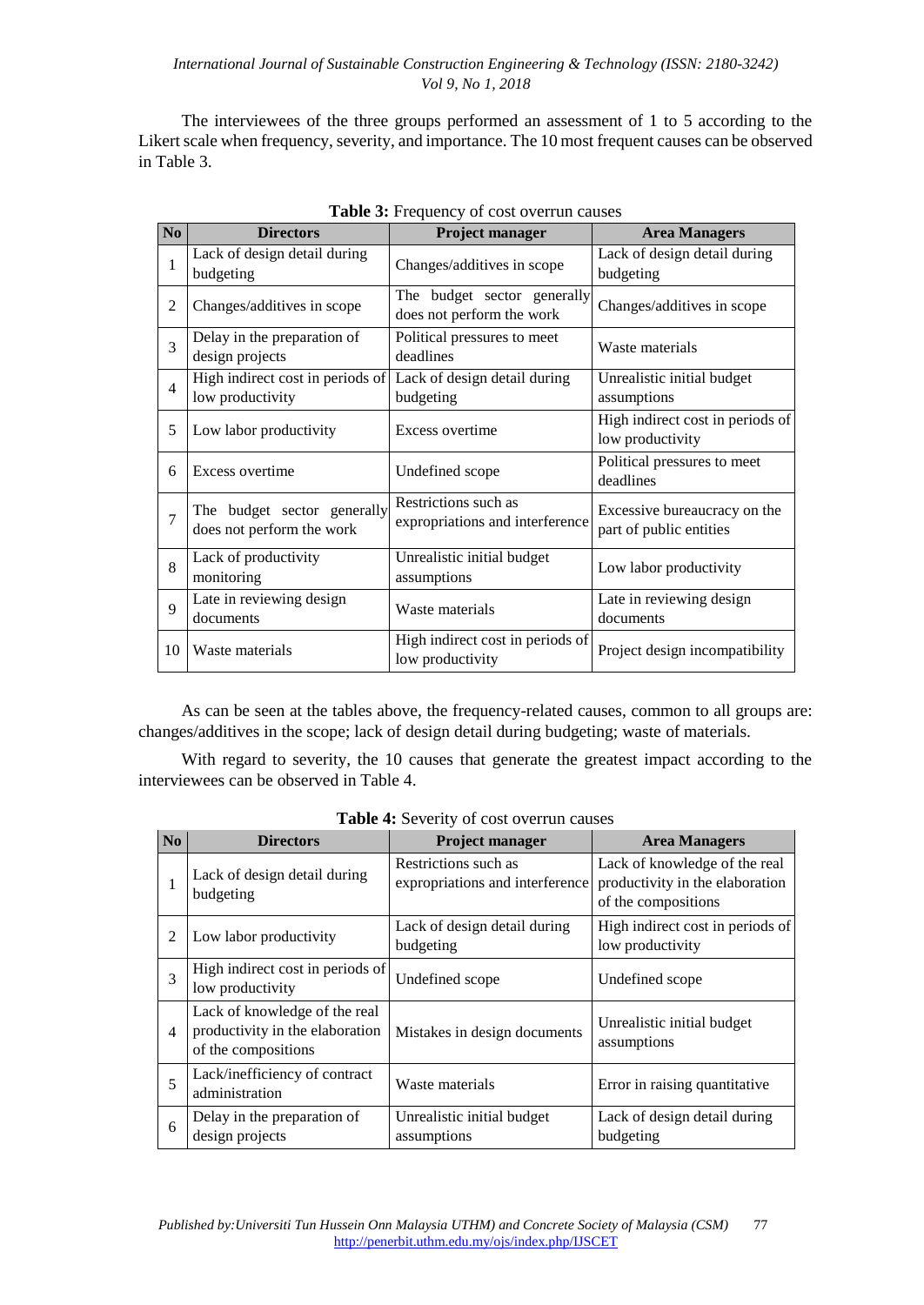The interviewees of the three groups performed an assessment of 1 to 5 according to the Likert scale when frequency, severity, and importance. The 10 most frequent causes can be observed in Table 3.

**Table 3:** Frequency of cost overrun causes

| No | Directors | Project manager | Area Managers |
|---|---|---|---|
| 1 | Lack of design detail during budgeting | Changes/additives in scope | Lack of design detail during budgeting |
| 2 | Changes/additives in scope | The budget sector generally does not perform the work | Changes/additives in scope |
| 3 | Delay in the preparation of design projects | Political pressures to meet deadlines | Waste materials |
| 4 | High indirect cost in periods of low productivity | Lack of design detail during budgeting | Unrealistic initial budget assumptions |
| 5 | Low labor productivity | Excess overtime | High indirect cost in periods of low productivity |
| 6 | Excess overtime | Undefined scope | Political pressures to meet deadlines |
| 7 | The budget sector generally does not perform the work | Restrictions such as expropriations and interference | Excessive bureaucracy on the part of public entities |
| 8 | Lack of productivity monitoring | Unrealistic initial budget assumptions | Low labor productivity |
| 9 | Late in reviewing design documents | Waste materials | Late in reviewing design documents |
| 10 | Waste materials | High indirect cost in periods of low productivity | Project design incompatibility |

As can be seen at the tables above, the frequency-related causes, common to all groups are: changes/additives in the scope; lack of design detail during budgeting; waste of materials.

With regard to severity, the 10 causes that generate the greatest impact according to the interviewees can be observed in Table 4.

**Table 4:** Severity of cost overrun causes

| No | Directors | Project manager | Area Managers |
|---|---|---|---|
| 1 | Lack of design detail during budgeting | Restrictions such as expropriations and interference | Lack of knowledge of the real productivity in the elaboration of the compositions |
| 2 | Low labor productivity | Lack of design detail during budgeting | High indirect cost in periods of low productivity |
| 3 | High indirect cost in periods of low productivity | Undefined scope | Undefined scope |
| 4 | Lack of knowledge of the real productivity in the elaboration of the compositions | Mistakes in design documents | Unrealistic initial budget assumptions |
| 5 | Lack/inefficiency of contract administration | Waste materials | Error in raising quantitative |
| 6 | Delay in the preparation of design projects | Unrealistic initial budget assumptions | Lack of design detail during budgeting |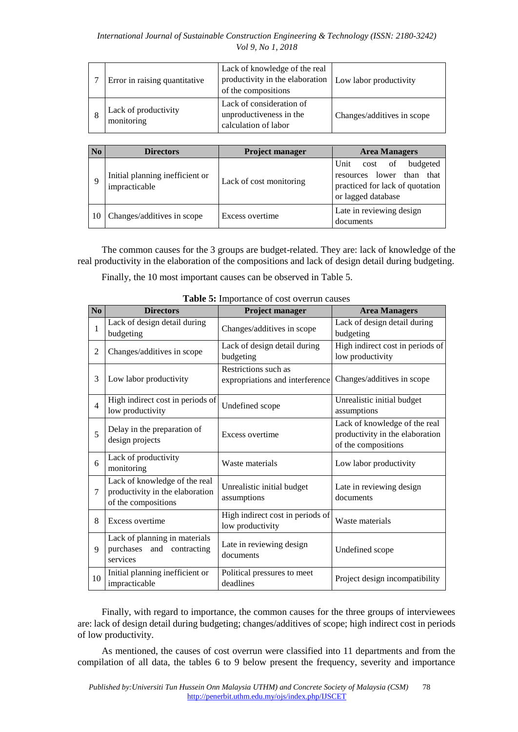| 7 | Error in raising quantitative | Lack of knowledge of the real productivity in the elaboration of the compositions | Low labor productivity |
|---|---|---|---|
| 8 | Lack of productivity monitoring | Lack of consideration of unproductiveness in the calculation of labor | Changes/additives in scope |

| No | Directors | Project manager | Area Managers |
|---|---|---|---|
| 9 | Initial planning inefficient or impracticable | Lack of cost monitoring | Unit cost of budgeted resources lower than that practiced for lack of quotation or lagged database |
| 10 | Changes/additives in scope | Excess overtime | Late in reviewing design documents |

The common causes for the 3 groups are budget-related. They are: lack of knowledge of the real productivity in the elaboration of the compositions and lack of design detail during budgeting.

Finally, the 10 most important causes can be observed in Table 5.

**Table 5:** Importance of cost overrun causes

| No | Directors | Project manager | Area Managers |
|---|---|---|---|
| 1 | Lack of design detail during budgeting | Changes/additives in scope | Lack of design detail during budgeting |
| 2 | Changes/additives in scope | Lack of design detail during budgeting | High indirect cost in periods of low productivity |
| 3 | Low labor productivity | Restrictions such as expropriations and interference | Changes/additives in scope |
| 4 | High indirect cost in periods of low productivity | Undefined scope | Unrealistic initial budget assumptions |
| 5 | Delay in the preparation of design projects | Excess overtime | Lack of knowledge of the real productivity in the elaboration of the compositions |
| 6 | Lack of productivity monitoring | Waste materials | Low labor productivity |
| 7 | Lack of knowledge of the real productivity in the elaboration of the compositions | Unrealistic initial budget assumptions | Late in reviewing design documents |
| 8 | Excess overtime | High indirect cost in periods of low productivity | Waste materials |
| 9 | Lack of planning in materials purchases and contracting services | Late in reviewing design documents | Undefined scope |
| 10 | Initial planning inefficient or impracticable | Political pressures to meet deadlines | Project design incompatibility |

Finally, with regard to importance, the common causes for the three groups of interviewees are: lack of design detail during budgeting; changes/additives of scope; high indirect cost in periods of low productivity.

As mentioned, the causes of cost overrun were classified into 11 departments and from the compilation of all data, the tables 6 to 9 below present the frequency, severity and importance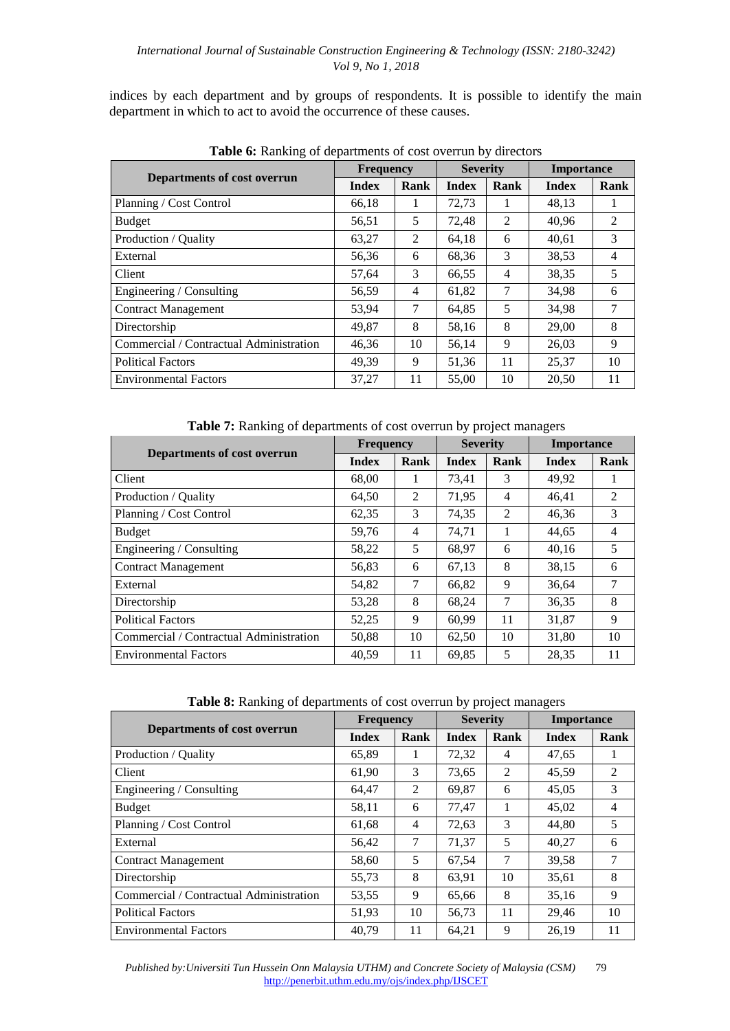indices by each department and by groups of respondents. It is possible to identify the main department in which to act to avoid the occurrence of these causes.

**Table 6:** Ranking of departments of cost overrun by directors

| Departments of cost overrun | Frequency | | Severity | | Importance | |
|---|---|---|---|---|---|---|
| | Index | Rank | Index | Rank | Index | Rank |
| Planning / Cost Control | 66,18 | 1 | 72,73 | 1 | 48,13 | 1 |
| Budget | 56,51 | 5 | 72,48 | 2 | 40,96 | 2 |
| Production / Quality | 63,27 | 2 | 64,18 | 6 | 40,61 | 3 |
| External | 56,36 | 6 | 68,36 | 3 | 38,53 | 4 |
| Client | 57,64 | 3 | 66,55 | 4 | 38,35 | 5 |
| Engineering / Consulting | 56,59 | 4 | 61,82 | 7 | 34,98 | 6 |
| Contract Management | 53,94 | 7 | 64,85 | 5 | 34,98 | 7 |
| Directorship | 49,87 | 8 | 58,16 | 8 | 29,00 | 8 |
| Commercial / Contractual Administration | 46,36 | 10 | 56,14 | 9 | 26,03 | 9 |
| Political Factors | 49,39 | 9 | 51,36 | 11 | 25,37 | 10 |
| Environmental Factors | 37,27 | 11 | 55,00 | 10 | 20,50 | 11 |

**Table 7:** Ranking of departments of cost overrun by project managers

| Departments of cost overrun | Frequency | | Severity | | Importance | |
|---|---|---|---|---|---|---|
| | Index | Rank | Index | Rank | Index | Rank |
| Client | 68,00 | 1 | 73,41 | 3 | 49,92 | 1 |
| Production / Quality | 64,50 | 2 | 71,95 | 4 | 46,41 | 2 |
| Planning / Cost Control | 62,35 | 3 | 74,35 | 2 | 46,36 | 3 |
| Budget | 59,76 | 4 | 74,71 | 1 | 44,65 | 4 |
| Engineering / Consulting | 58,22 | 5 | 68,97 | 6 | 40,16 | 5 |
| Contract Management | 56,83 | 6 | 67,13 | 8 | 38,15 | 6 |
| External | 54,82 | 7 | 66,82 | 9 | 36,64 | 7 |
| Directorship | 53,28 | 8 | 68,24 | 7 | 36,35 | 8 |
| Political Factors | 52,25 | 9 | 60,99 | 11 | 31,87 | 9 |
| Commercial / Contractual Administration | 50,88 | 10 | 62,50 | 10 | 31,80 | 10 |
| Environmental Factors | 40,59 | 11 | 69,85 | 5 | 28,35 | 11 |

**Table 8:** Ranking of departments of cost overrun by project managers

| Departments of cost overrun | Frequency | | Severity | | Importance | |
|---|---|---|---|---|---|---|
| | Index | Rank | Index | Rank | Index | Rank |
| Production / Quality | 65,89 | 1 | 72,32 | 4 | 47,65 | 1 |
| Client | 61,90 | 3 | 73,65 | 2 | 45,59 | 2 |
| Engineering / Consulting | 64,47 | 2 | 69,87 | 6 | 45,05 | 3 |
| Budget | 58,11 | 6 | 77,47 | 1 | 45,02 | 4 |
| Planning / Cost Control | 61,68 | 4 | 72,63 | 3 | 44,80 | 5 |
| External | 56,42 | 7 | 71,37 | 5 | 40,27 | 6 |
| Contract Management | 58,60 | 5 | 67,54 | 7 | 39,58 | 7 |
| Directorship | 55,73 | 8 | 63,91 | 10 | 35,61 | 8 |
| Commercial / Contractual Administration | 53,55 | 9 | 65,66 | 8 | 35,16 | 9 |
| Political Factors | 51,93 | 10 | 56,73 | 11 | 29,46 | 10 |
| Environmental Factors | 40,79 | 11 | 64,21 | 9 | 26,19 | 11 |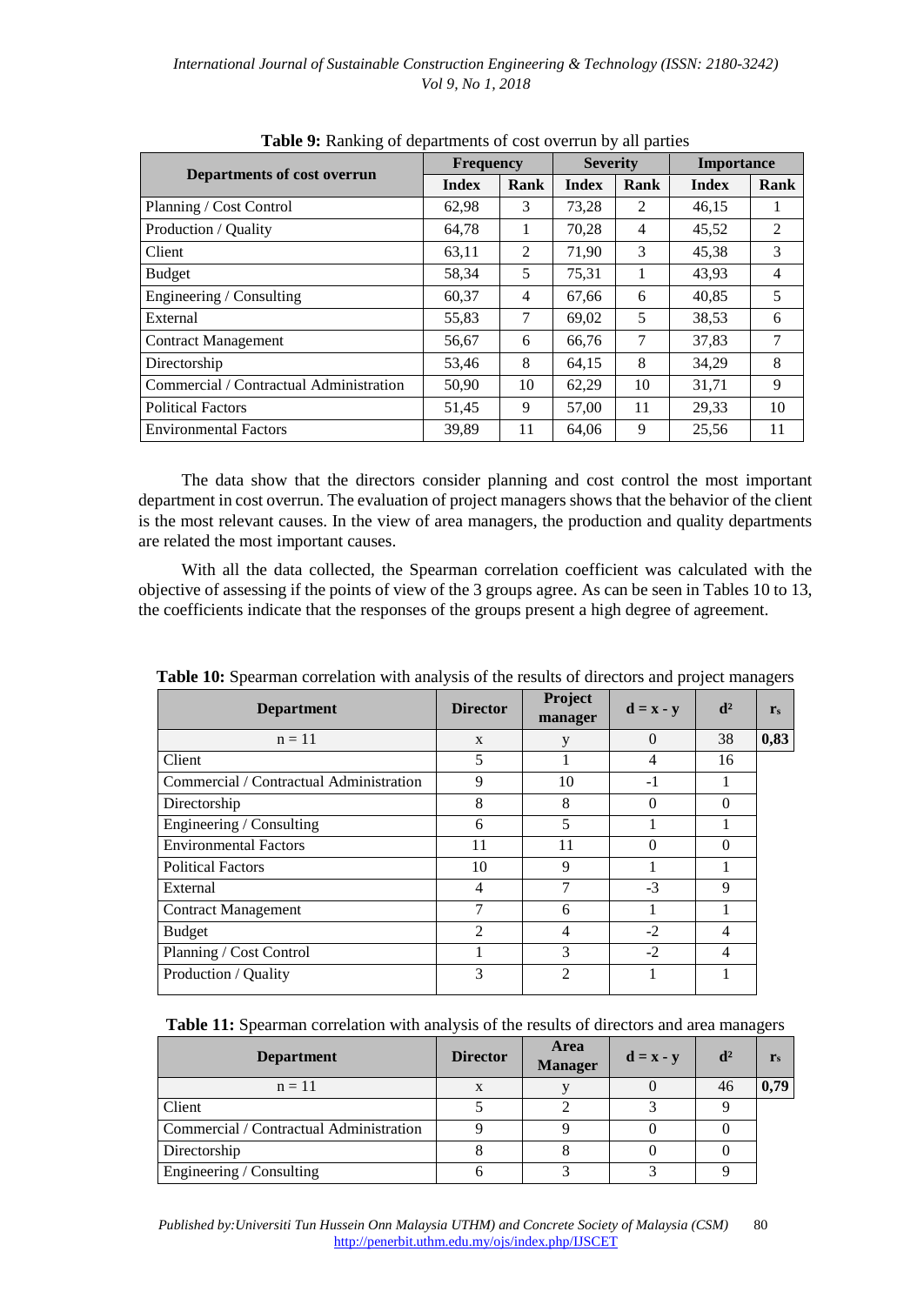**Table 9:** Ranking of departments of cost overrun by all parties

| Departments of cost overrun | Frequency | | Severity | | Importance | |
|---|---|---|---|---|---|---|
| | Index | Rank | Index | Rank | Index | Rank |
| Planning / Cost Control | 62,98 | 3 | 73,28 | 2 | 46,15 | 1 |
| Production / Quality | 64,78 | 1 | 70,28 | 4 | 45,52 | 2 |
| Client | 63,11 | 2 | 71,90 | 3 | 45,38 | 3 |
| Budget | 58,34 | 5 | 75,31 | 1 | 43,93 | 4 |
| Engineering / Consulting | 60,37 | 4 | 67,66 | 6 | 40,85 | 5 |
| External | 55,83 | 7 | 69,02 | 5 | 38,53 | 6 |
| Contract Management | 56,67 | 6 | 66,76 | 7 | 37,83 | 7 |
| Directorship | 53,46 | 8 | 64,15 | 8 | 34,29 | 8 |
| Commercial / Contractual Administration | 50,90 | 10 | 62,29 | 10 | 31,71 | 9 |
| Political Factors | 51,45 | 9 | 57,00 | 11 | 29,33 | 10 |
| Environmental Factors | 39,89 | 11 | 64,06 | 9 | 25,56 | 11 |

The data show that the directors consider planning and cost control the most important department in cost overrun. The evaluation of project managers shows that the behavior of the client is the most relevant causes. In the view of area managers, the production and quality departments are related the most important causes.

With all the data collected, the Spearman correlation coefficient was calculated with the objective of assessing if the points of view of the 3 groups agree. As can be seen in Tables 10 to 13, the coefficients indicate that the responses of the groups present a high degree of agreement.

**Table 10:** Spearman correlation with analysis of the results of directors and project managers

| Department | Director | Project manager | d = x - y | d² | $r_s$ |
|---|---|---|---|---|---|
| n = 11 | x | y | 0 | 38 | **0,83** |
| Client | 5 | 1 | 4 | 16 | |
| Commercial / Contractual Administration | 9 | 10 | -1 | 1 | |
| Directorship | 8 | 8 | 0 | 0 | |
| Engineering / Consulting | 6 | 5 | 1 | 1 | |
| Environmental Factors | 11 | 11 | 0 | 0 | |
| Political Factors | 10 | 9 | 1 | 1 | |
| External | 4 | 7 | -3 | 9 | |
| Contract Management | 7 | 6 | 1 | 1 | |
| Budget | 2 | 4 | -2 | 4 | |
| Planning / Cost Control | 1 | 3 | -2 | 4 | |
| Production / Quality | 3 | 2 | 1 | 1 | |

**Table 11:** Spearman correlation with analysis of the results of directors and area managers

| Department | Director | Area Manager | d = x - y | d² | $r_s$ |
|---|---|---|---|---|---|
| n = 11 | x | y | 0 | 46 | **0,79** |
| Client | 5 | 2 | 3 | 9 | |
| Commercial / Contractual Administration | 9 | 9 | 0 | 0 | |
| Directorship | 8 | 8 | 0 | 0 | |
| Engineering / Consulting | 6 | 3 | 3 | 9 | |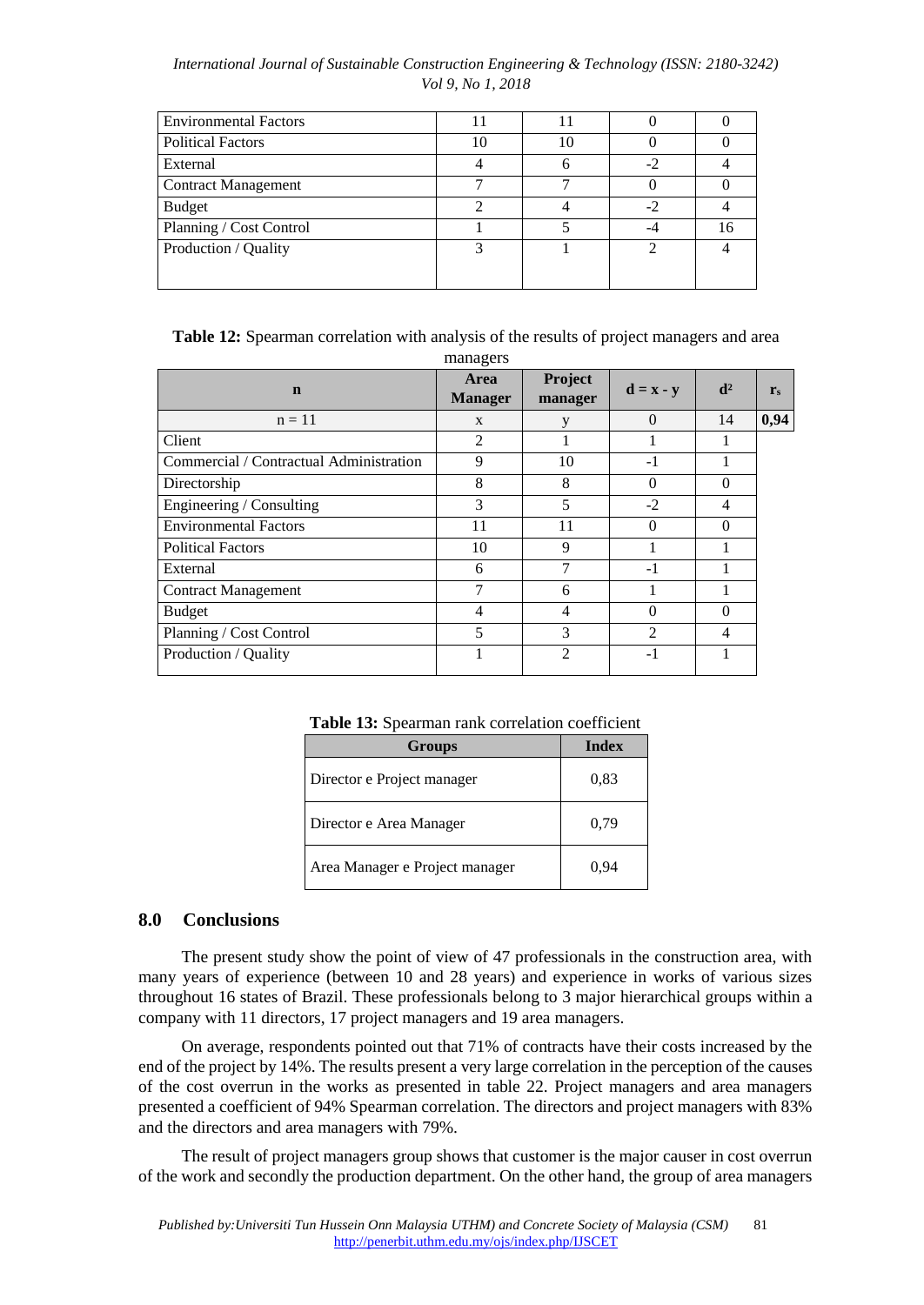| | | | | |
|---|---|---|---|---|
| Environmental Factors | 11 | 11 | 0 | 0 |
| Political Factors | 10 | 10 | 0 | 0 |
| External | 4 | 6 | -2 | 4 |
| Contract Management | 7 | 7 | 0 | 0 |
| Budget | 2 | 4 | -2 | 4 |
| Planning / Cost Control | 1 | 5 | -4 | 16 |
| Production / Quality | 3 | 1 | 2 | 4 |

**Table 12:** Spearman correlation with analysis of the results of project managers and area managers

| n | Area Manager | Project manager | d = x - y | d² | $r_s$ |
|---|---|---|---|---|---|
| n = 11 | x | y | 0 | 14 | **0,94** |
| Client | 2 | 1 | 1 | 1 | |
| Commercial / Contractual Administration | 9 | 10 | -1 | 1 | |
| Directorship | 8 | 8 | 0 | 0 | |
| Engineering / Consulting | 3 | 5 | -2 | 4 | |
| Environmental Factors | 11 | 11 | 0 | 0 | |
| Political Factors | 10 | 9 | 1 | 1 | |
| External | 6 | 7 | -1 | 1 | |
| Contract Management | 7 | 6 | 1 | 1 | |
| Budget | 4 | 4 | 0 | 0 | |
| Planning / Cost Control | 5 | 3 | 2 | 4 | |
| Production / Quality | 1 | 2 | -1 | 1 | |

**Table 13:** Spearman rank correlation coefficient

| Groups | Index |
|---|---|
| Director e Project manager | 0,83 |
| Director e Area Manager | 0,79 |
| Area Manager e Project manager | 0,94 |

## 8.0 Conclusions

The present study show the point of view of 47 professionals in the construction area, with many years of experience (between 10 and 28 years) and experience in works of various sizes throughout 16 states of Brazil. These professionals belong to 3 major hierarchical groups within a company with 11 directors, 17 project managers and 19 area managers.

On average, respondents pointed out that 71% of contracts have their costs increased by the end of the project by 14%. The results present a very large correlation in the perception of the causes of the cost overrun in the works as presented in table 22. Project managers and area managers presented a coefficient of 94% Spearman correlation. The directors and project managers with 83% and the directors and area managers with 79%.

The result of project managers group shows that customer is the major causer in cost overrun of the work and secondly the production department. On the other hand, the group of area managers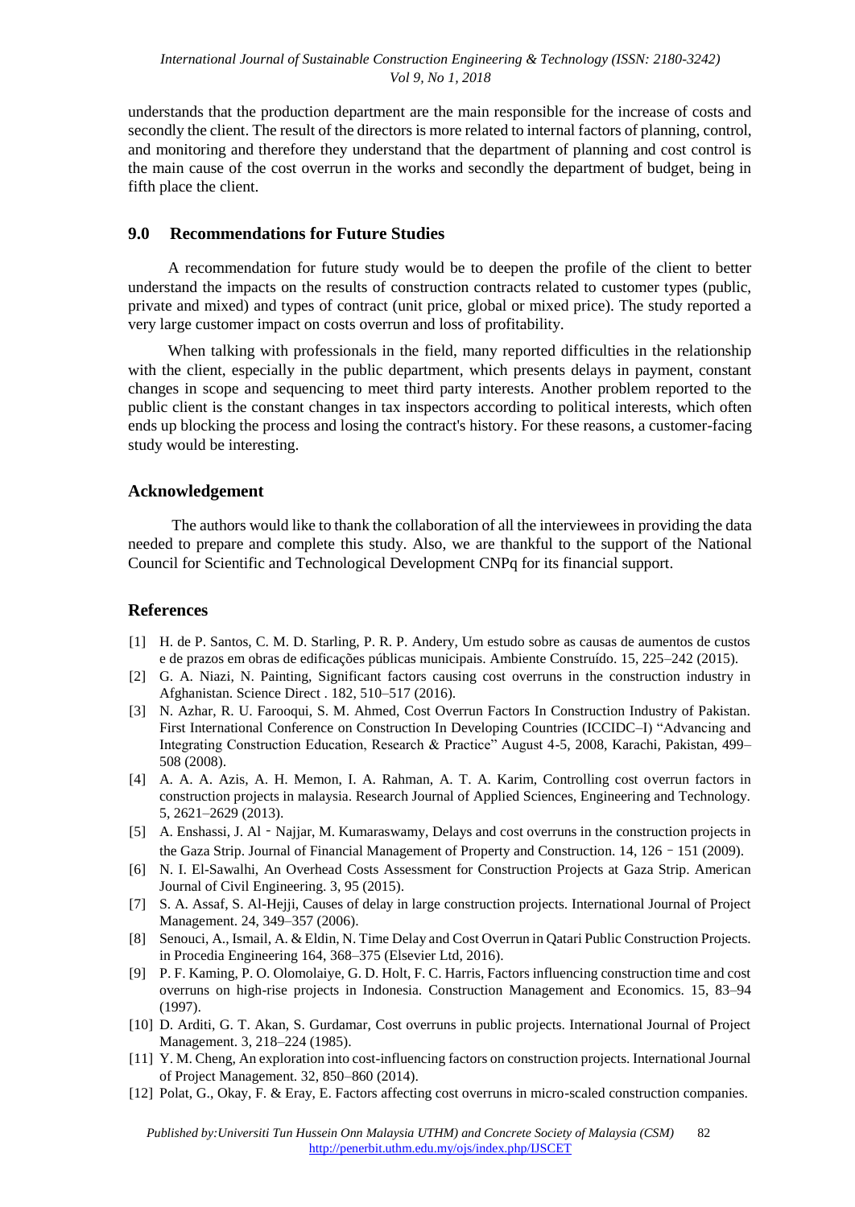understands that the production department are the main responsible for the increase of costs and secondly the client. The result of the directors is more related to internal factors of planning, control, and monitoring and therefore they understand that the department of planning and cost control is the main cause of the cost overrun in the works and secondly the department of budget, being in fifth place the client.

## 9.0 Recommendations for Future Studies

A recommendation for future study would be to deepen the profile of the client to better understand the impacts on the results of construction contracts related to customer types (public, private and mixed) and types of contract (unit price, global or mixed price). The study reported a very large customer impact on costs overrun and loss of profitability.

When talking with professionals in the field, many reported difficulties in the relationship with the client, especially in the public department, which presents delays in payment, constant changes in scope and sequencing to meet third party interests. Another problem reported to the public client is the constant changes in tax inspectors according to political interests, which often ends up blocking the process and losing the contract's history. For these reasons, a customer-facing study would be interesting.

## Acknowledgement

The authors would like to thank the collaboration of all the interviewees in providing the data needed to prepare and complete this study. Also, we are thankful to the support of the National Council for Scientific and Technological Development CNPq for its financial support.

## References

[1] H. de P. Santos, C. M. D. Starling, P. R. P. Andery, Um estudo sobre as causas de aumentos de custos e de prazos em obras de edificações públicas municipais. Ambiente Construído. 15, 225–242 (2015).

[2] G. A. Niazi, N. Painting, Significant factors causing cost overruns in the construction industry in Afghanistan. Science Direct . 182, 510–517 (2016).

[3] N. Azhar, R. U. Farooqui, S. M. Ahmed, Cost Overrun Factors In Construction Industry of Pakistan. First International Conference on Construction In Developing Countries (ICCIDC–I) "Advancing and Integrating Construction Education, Research & Practice" August 4-5, 2008, Karachi, Pakistan, 499–508 (2008).

[4] A. A. A. Azis, A. H. Memon, I. A. Rahman, A. T. A. Karim, Controlling cost overrun factors in construction projects in malaysia. Research Journal of Applied Sciences, Engineering and Technology. 5, 2621–2629 (2013).

[5] A. Enshassi, J. Al‐Najjar, M. Kumaraswamy, Delays and cost overruns in the construction projects in the Gaza Strip. Journal of Financial Management of Property and Construction. 14, 126‐151 (2009).

[6] N. I. El-Sawalhi, An Overhead Costs Assessment for Construction Projects at Gaza Strip. American Journal of Civil Engineering. 3, 95 (2015).

[7] S. A. Assaf, S. Al-Hejji, Causes of delay in large construction projects. International Journal of Project Management. 24, 349–357 (2006).

[8] Senouci, A., Ismail, A. & Eldin, N. Time Delay and Cost Overrun in Qatari Public Construction Projects. in Procedia Engineering 164, 368–375 (Elsevier Ltd, 2016).

[9] P. F. Kaming, P. O. Olomolaiye, G. D. Holt, F. C. Harris, Factors influencing construction time and cost overruns on high-rise projects in Indonesia. Construction Management and Economics. 15, 83–94 (1997).

[10] D. Arditi, G. T. Akan, S. Gurdamar, Cost overruns in public projects. International Journal of Project Management. 3, 218–224 (1985).

[11] Y. M. Cheng, An exploration into cost-influencing factors on construction projects. International Journal of Project Management. 32, 850–860 (2014).

[12] Polat, G., Okay, F. & Eray, E. Factors affecting cost overruns in micro-scaled construction companies.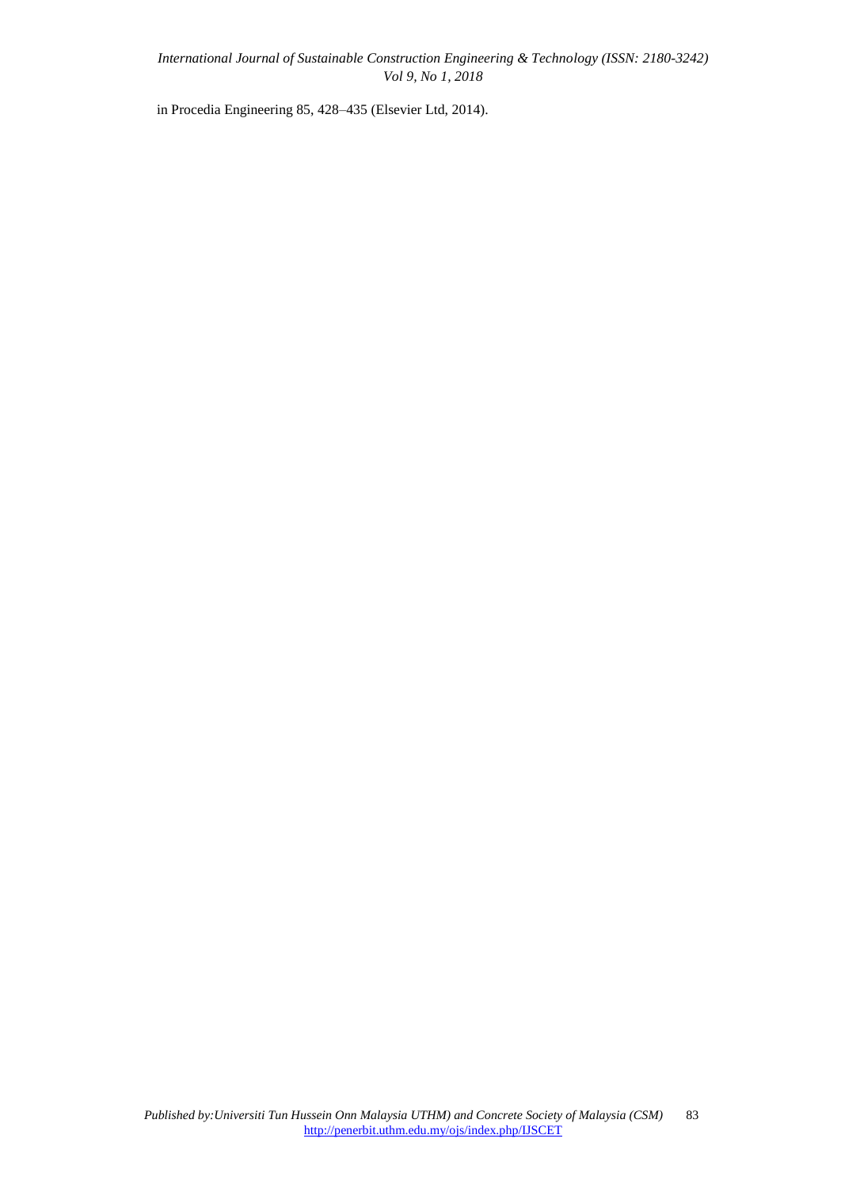in Procedia Engineering 85, 428–435 (Elsevier Ltd, 2014).